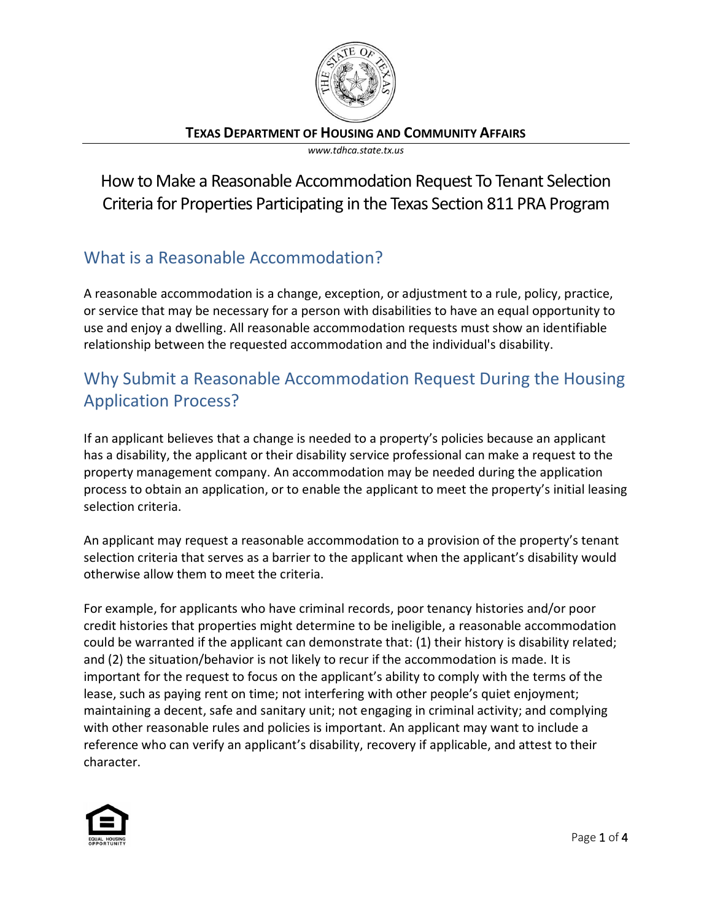**TEXAS DEPARTMENT OF HOUSING AND COMMUNITY AFFAIRS**

*www.tdhca.state.tx.us*

# How to Make a Reasonable Accommodation Request To Tenant Selection Criteria for Properties Participating in the Texas Section 811 PRA Program

## What is a Reasonable Accommodation?

A reasonable accommodation is a change, exception, or adjustment to a rule, policy, practice, or service that may be necessary for a person with disabilities to have an equal opportunity to use and enjoy a dwelling. All reasonable accommodation requests must show an identifiable relationship between the requested accommodation and the individual's disability.

## Why Submit a Reasonable Accommodation Request During the Housing Application Process?

If an applicant believes that a change is needed to a property's policies because an applicant has a disability, the applicant or their disability service professional can make a request to the property management company. An accommodation may be needed during the application process to obtain an application, or to enable the applicant to meet the property's initial leasing selection criteria.

An applicant may request a reasonable accommodation to a provision of the property's tenant selection criteria that serves as a barrier to the applicant when the applicant's disability would otherwise allow them to meet the criteria.

For example, for applicants who have criminal records, poor tenancy histories and/or poor credit histories that properties might determine to be ineligible, a reasonable accommodation could be warranted if the applicant can demonstrate that: (1) their history is disability related; and (2) the situation/behavior is not likely to recur if the accommodation is made. It is important for the request to focus on the applicant's ability to comply with the terms of the lease, such as paying rent on time; not interfering with other people's quiet enjoyment; maintaining a decent, safe and sanitary unit; not engaging in criminal activity; and complying with other reasonable rules and policies is important. An applicant may want to include a reference who can verify an applicant's disability, recovery if applicable, and attest to their character.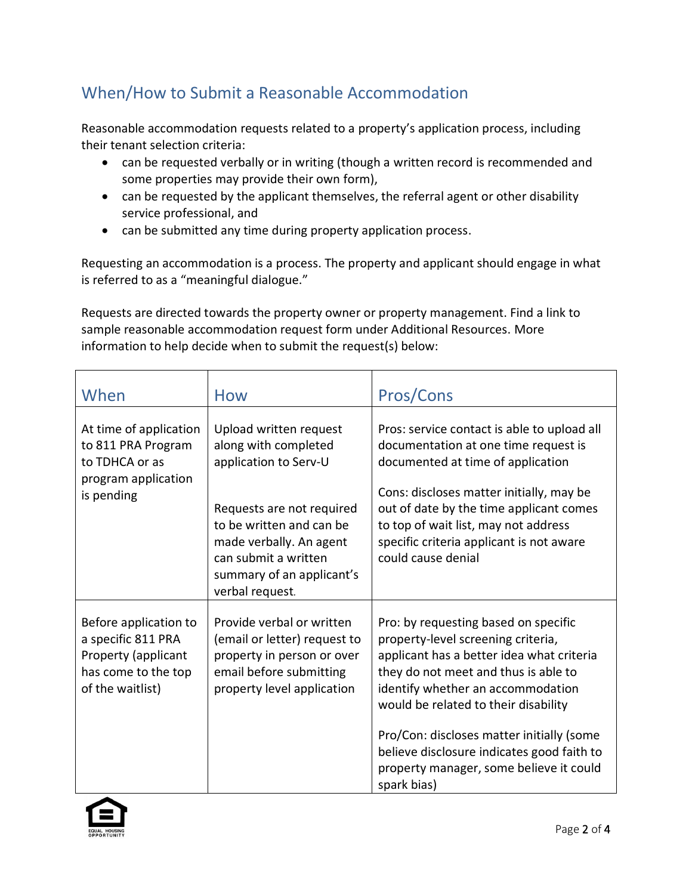## When/How to Submit a Reasonable Accommodation

Reasonable accommodation requests related to a property's application process, including their tenant selection criteria:

- can be requested verbally or in writing (though a written record is recommended and some properties may provide their own form),
- can be requested by the applicant themselves, the referral agent or other disability service professional, and
- can be submitted any time during property application process.

Requesting an accommodation is a process. The property and applicant should engage in what is referred to as a "meaningful dialogue."

Requests are directed towards the property owner or property management. Find a link to sample reasonable accommodation request form under Additional Resources. More information to help decide when to submit the request(s) below:

| When | How | Pros/Cons |
| --- | --- | --- |
| At time of application to 811 PRA Program to TDHCA or as program application is pending | Upload written request along with completed application to Serv-U<br><br>Requests are not required to be written and can be made verbally. An agent can submit a written summary of an applicant's verbal request. | Pros: service contact is able to upload all documentation at one time request is documented at time of application<br><br>Cons: discloses matter initially, may be out of date by the time applicant comes to top of wait list, may not address specific criteria applicant is not aware could cause denial |
| Before application to a specific 811 PRA Property (applicant has come to the top of the waitlist) | Provide verbal or written (email or letter) request to property in person or over email before submitting property level application | Pro: by requesting based on specific property-level screening criteria, applicant has a better idea what criteria they do not meet and thus is able to identify whether an accommodation would be related to their disability<br><br>Pro/Con: discloses matter initially (some believe disclosure indicates good faith to property manager, some believe it could spark bias) |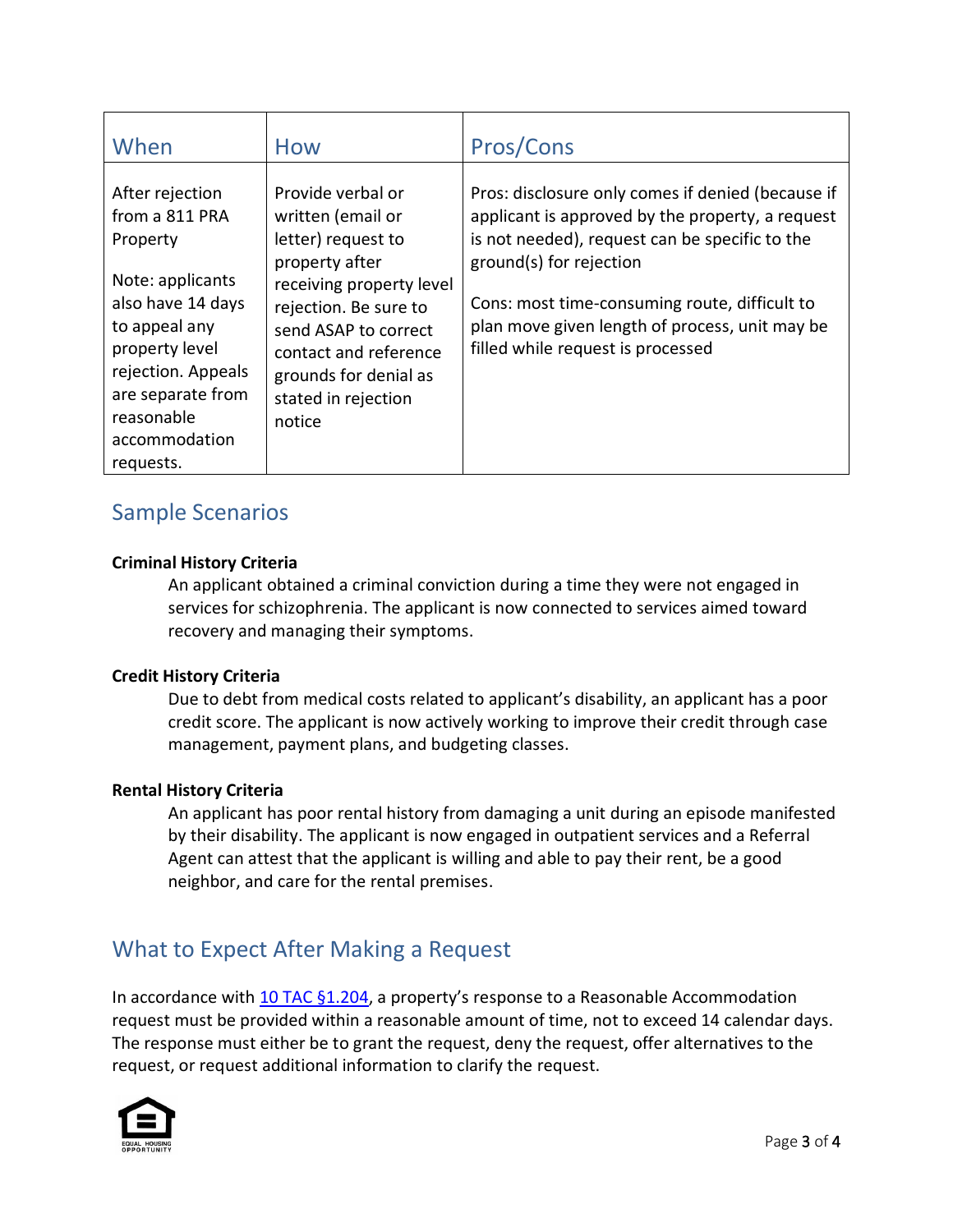| When | How | Pros/Cons |
|---|---|---|
| After rejection from a 811 PRA Property<br><br>Note: applicants also have 14 days to appeal any property level rejection. Appeals are separate from reasonable accommodation requests. | Provide verbal or written (email or letter) request to property after receiving property level rejection. Be sure to send ASAP to correct contact and reference grounds for denial as stated in rejection notice | Pros: disclosure only comes if denied (because if applicant is approved by the property, a request is not needed), request can be specific to the ground(s) for rejection<br><br>Cons: most time-consuming route, difficult to plan move given length of process, unit may be filled while request is processed |

## Sample Scenarios

**Criminal History Criteria**

An applicant obtained a criminal conviction during a time they were not engaged in services for schizophrenia. The applicant is now connected to services aimed toward recovery and managing their symptoms.

**Credit History Criteria**

Due to debt from medical costs related to applicant's disability, an applicant has a poor credit score. The applicant is now actively working to improve their credit through case management, payment plans, and budgeting classes.

**Rental History Criteria**

An applicant has poor rental history from damaging a unit during an episode manifested by their disability. The applicant is now engaged in outpatient services and a Referral Agent can attest that the applicant is willing and able to pay their rent, be a good neighbor, and care for the rental premises.

## What to Expect After Making a Request

In accordance with 10 TAC §1.204, a property's response to a Reasonable Accommodation request must be provided within a reasonable amount of time, not to exceed 14 calendar days. The response must either be to grant the request, deny the request, offer alternatives to the request, or request additional information to clarify the request.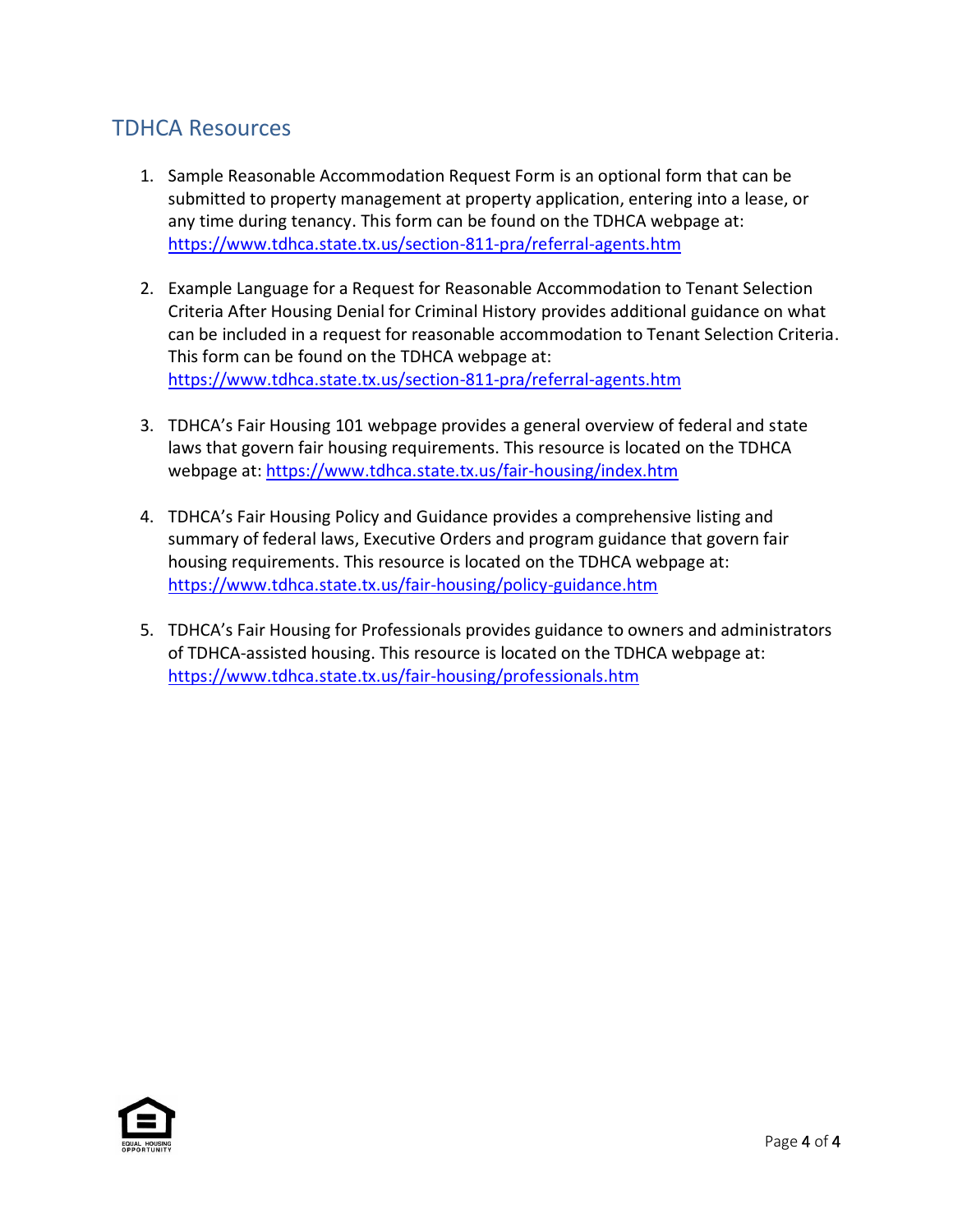## TDHCA Resources

1. Sample Reasonable Accommodation Request Form is an optional form that can be submitted to property management at property application, entering into a lease, or any time during tenancy. This form can be found on the TDHCA webpage at: https://www.tdhca.state.tx.us/section-811-pra/referral-agents.htm

2. Example Language for a Request for Reasonable Accommodation to Tenant Selection Criteria After Housing Denial for Criminal History provides additional guidance on what can be included in a request for reasonable accommodation to Tenant Selection Criteria. This form can be found on the TDHCA webpage at: https://www.tdhca.state.tx.us/section-811-pra/referral-agents.htm

3. TDHCA's Fair Housing 101 webpage provides a general overview of federal and state laws that govern fair housing requirements. This resource is located on the TDHCA webpage at: https://www.tdhca.state.tx.us/fair-housing/index.htm

4. TDHCA's Fair Housing Policy and Guidance provides a comprehensive listing and summary of federal laws, Executive Orders and program guidance that govern fair housing requirements. This resource is located on the TDHCA webpage at: https://www.tdhca.state.tx.us/fair-housing/policy-guidance.htm

5. TDHCA's Fair Housing for Professionals provides guidance to owners and administrators of TDHCA-assisted housing. This resource is located on the TDHCA webpage at: https://www.tdhca.state.tx.us/fair-housing/professionals.htm

EQUAL HOUSING OPPORTUNITY